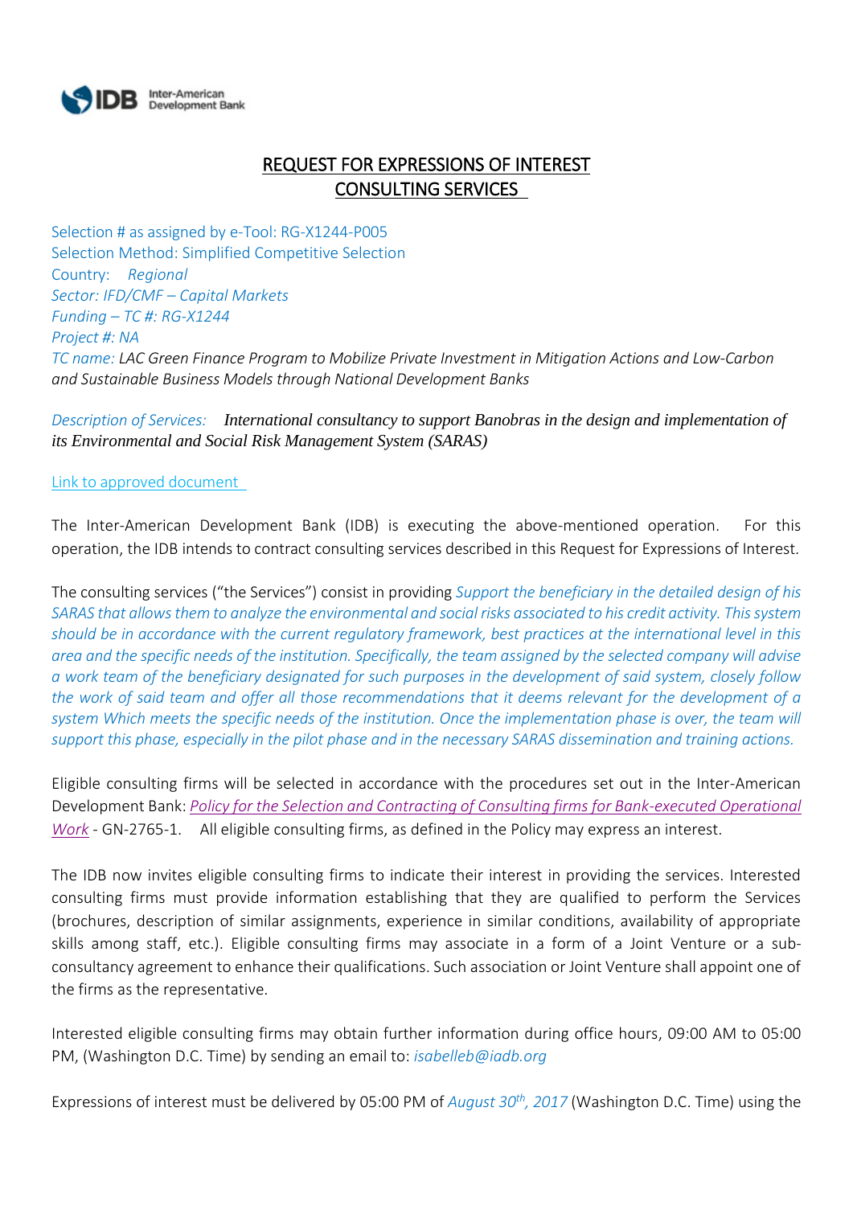# REQUEST FOR EXPRESSIONS OF INTEREST
## CONSULTING SERVICES

Selection # as assigned by e-Tool: RG-X1244-P005
Selection Method: Simplified Competitive Selection
Country: *Regional*
*Sector: IFD/CMF – Capital Markets*
*Funding – TC #: RG-X1244*
*Project #: NA*
*TC name: LAC Green Finance Program to Mobilize Private Investment in Mitigation Actions and Low-Carbon and Sustainable Business Models through National Development Banks*

*Description of Services: International consultancy to support Banobras in the design and implementation of its Environmental and Social Risk Management System (SARAS)*

Link to approved document

The Inter-American Development Bank (IDB) is executing the above-mentioned operation. For this operation, the IDB intends to contract consulting services described in this Request for Expressions of Interest.

The consulting services ("the Services") consist in providing *Support the beneficiary in the detailed design of his SARAS that allows them to analyze the environmental and social risks associated to his credit activity. This system should be in accordance with the current regulatory framework, best practices at the international level in this area and the specific needs of the institution. Specifically, the team assigned by the selected company will advise a work team of the beneficiary designated for such purposes in the development of said system, closely follow the work of said team and offer all those recommendations that it deems relevant for the development of a system Which meets the specific needs of the institution. Once the implementation phase is over, the team will support this phase, especially in the pilot phase and in the necessary SARAS dissemination and training actions.*

Eligible consulting firms will be selected in accordance with the procedures set out in the Inter-American Development Bank: *Policy for the Selection and Contracting of Consulting firms for Bank-executed Operational Work* - GN-2765-1. All eligible consulting firms, as defined in the Policy may express an interest.

The IDB now invites eligible consulting firms to indicate their interest in providing the services. Interested consulting firms must provide information establishing that they are qualified to perform the Services (brochures, description of similar assignments, experience in similar conditions, availability of appropriate skills among staff, etc.). Eligible consulting firms may associate in a form of a Joint Venture or a sub-consultancy agreement to enhance their qualifications. Such association or Joint Venture shall appoint one of the firms as the representative.

Interested eligible consulting firms may obtain further information during office hours, 09:00 AM to 05:00 PM, (Washington D.C. Time) by sending an email to: *isabelleb@iadb.org*

Expressions of interest must be delivered by 05:00 PM of *August 30th, 2017* (Washington D.C. Time) using the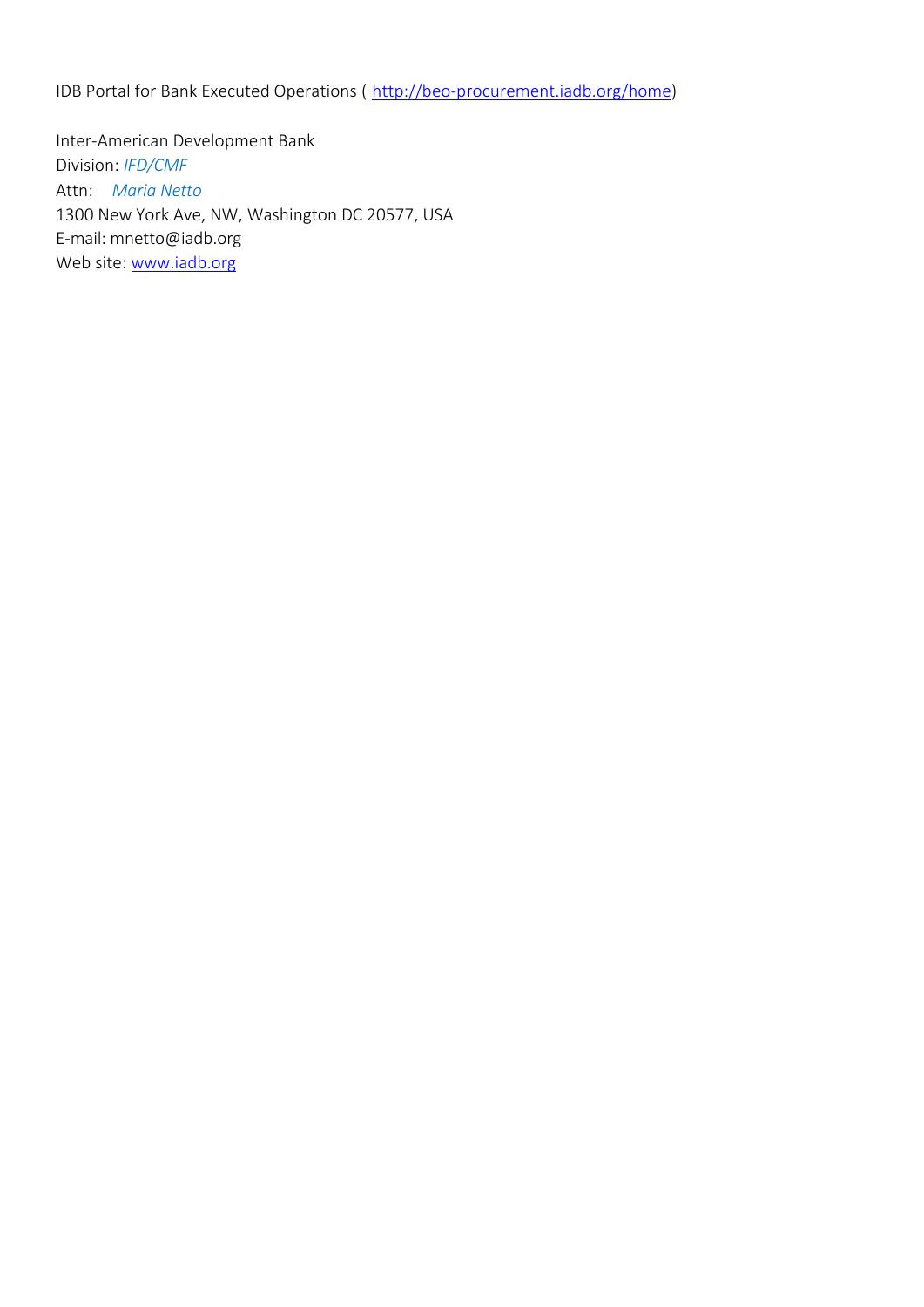IDB Portal for Bank Executed Operations ( [http://beo-procurement.iadb.org/home](http://beo-procurement.iadb.org/home))

Inter-American Development Bank  
Division: *IFD/CMF*  
Attn: *Maria Netto*  
1300 New York Ave, NW, Washington DC 20577, USA  
E-mail: mnetto@iadb.org  
Web site: [www.iadb.org](www.iadb.org)